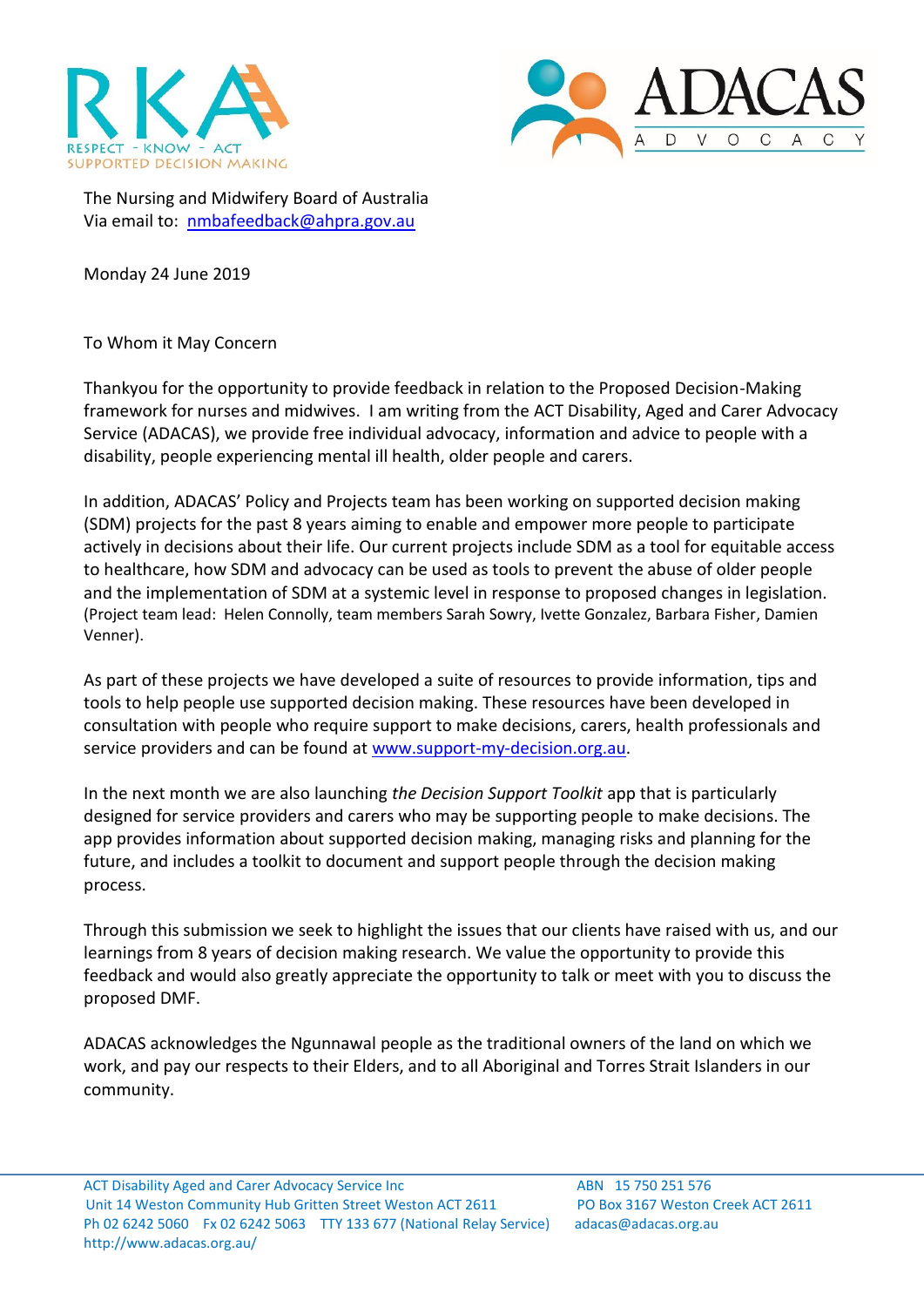The Nursing and Midwifery Board of Australia
Via email to: nmbafeedback@ahpra.gov.au

Monday 24 June 2019

To Whom it May Concern

Thankyou for the opportunity to provide feedback in relation to the Proposed Decision-Making framework for nurses and midwives. I am writing from the ACT Disability, Aged and Carer Advocacy Service (ADACAS), we provide free individual advocacy, information and advice to people with a disability, people experiencing mental ill health, older people and carers.

In addition, ADACAS' Policy and Projects team has been working on supported decision making (SDM) projects for the past 8 years aiming to enable and empower more people to participate actively in decisions about their life. Our current projects include SDM as a tool for equitable access to healthcare, how SDM and advocacy can be used as tools to prevent the abuse of older people and the implementation of SDM at a systemic level in response to proposed changes in legislation. (Project team lead: Helen Connolly, team members Sarah Sowry, Ivette Gonzalez, Barbara Fisher, Damien Venner).

As part of these projects we have developed a suite of resources to provide information, tips and tools to help people use supported decision making. These resources have been developed in consultation with people who require support to make decisions, carers, health professionals and service providers and can be found at www.support-my-decision.org.au.

In the next month we are also launching *the Decision Support Toolkit* app that is particularly designed for service providers and carers who may be supporting people to make decisions. The app provides information about supported decision making, managing risks and planning for the future, and includes a toolkit to document and support people through the decision making process.

Through this submission we seek to highlight the issues that our clients have raised with us, and our learnings from 8 years of decision making research. We value the opportunity to provide this feedback and would also greatly appreciate the opportunity to talk or meet with you to discuss the proposed DMF.

ADACAS acknowledges the Ngunnawal people as the traditional owners of the land on which we work, and pay our respects to their Elders, and to all Aboriginal and Torres Strait Islanders in our community.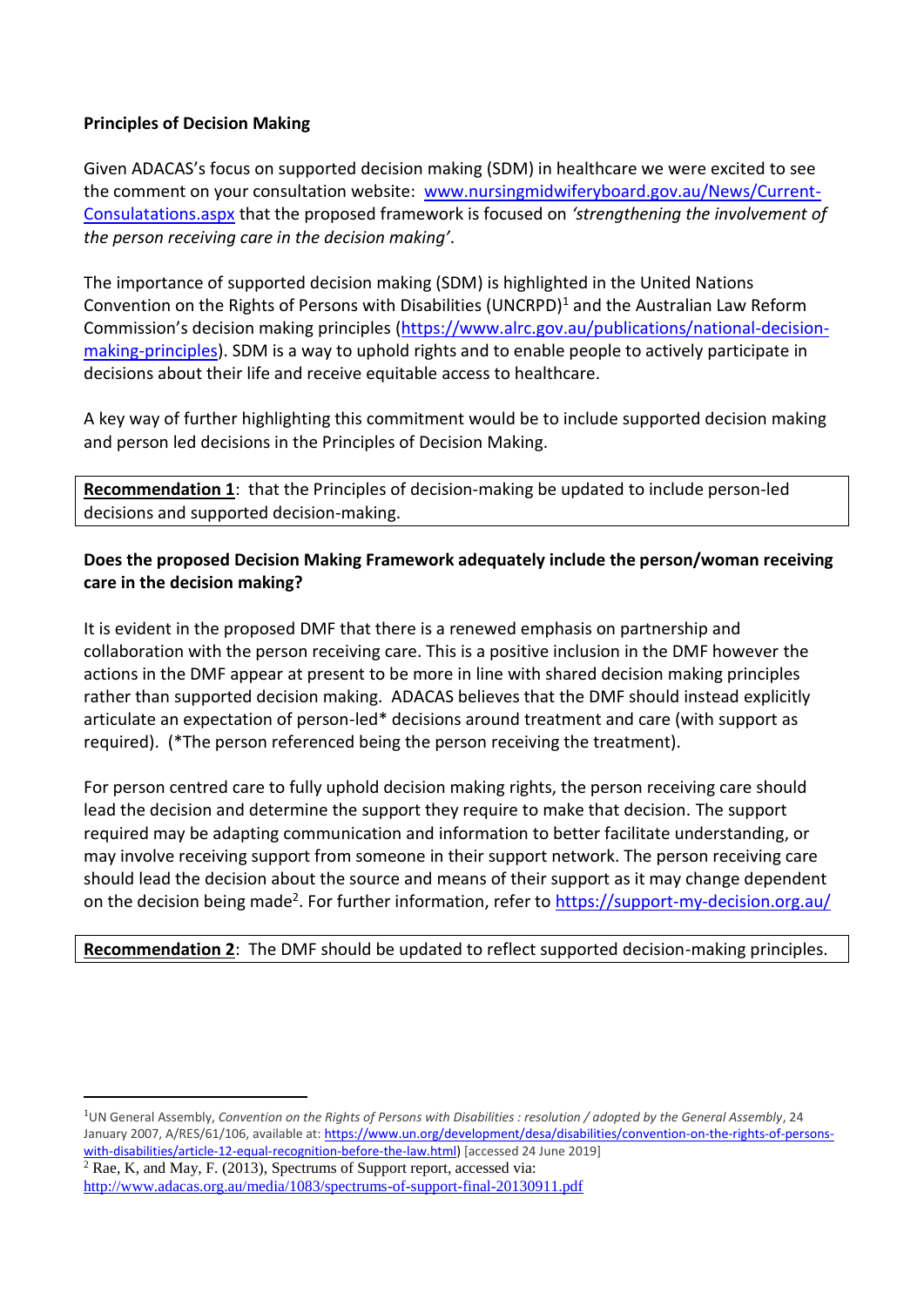**Principles of Decision Making**

Given ADACAS's focus on supported decision making (SDM) in healthcare we were excited to see the comment on your consultation website: [www.nursingmidwiferyboard.gov.au/News/Current-Consulatations.aspx](www.nursingmidwiferyboard.gov.au/News/Current-Consulatations.aspx) that the proposed framework is focused on *'strengthening the involvement of the person receiving care in the decision making'*.

The importance of supported decision making (SDM) is highlighted in the United Nations Convention on the Rights of Persons with Disabilities (UNCRPD)[1] and the Australian Law Reform Commission's decision making principles (https://www.alrc.gov.au/publications/national-decision-making-principles). SDM is a way to uphold rights and to enable people to actively participate in decisions about their life and receive equitable access to healthcare.

A key way of further highlighting this commitment would be to include supported decision making and person led decisions in the Principles of Decision Making.

**Recommendation 1**: that the Principles of decision-making be updated to include person-led decisions and supported decision-making.

**Does the proposed Decision Making Framework adequately include the person/woman receiving care in the decision making?**

It is evident in the proposed DMF that there is a renewed emphasis on partnership and collaboration with the person receiving care. This is a positive inclusion in the DMF however the actions in the DMF appear at present to be more in line with shared decision making principles rather than supported decision making. ADACAS believes that the DMF should instead explicitly articulate an expectation of person-led* decisions around treatment and care (with support as required). (*The person referenced being the person receiving the treatment).

For person centred care to fully uphold decision making rights, the person receiving care should lead the decision and determine the support they require to make that decision. The support required may be adapting communication and information to better facilitate understanding, or may involve receiving support from someone in their support network. The person receiving care should lead the decision about the source and means of their support as it may change dependent on the decision being made[2]. For further information, refer to https://support-my-decision.org.au/

**Recommendation 2**: The DMF should be updated to reflect supported decision-making principles.

---

[1] UN General Assembly, *Convention on the Rights of Persons with Disabilities : resolution / adopted by the General Assembly*, 24 January 2007, A/RES/61/106, available at: https://www.un.org/development/desa/disabilities/convention-on-the-rights-of-persons-with-disabilities/article-12-equal-recognition-before-the-law.html) [accessed 24 June 2019]

[2] Rae, K, and May, F. (2013), Spectrums of Support report, accessed via: http://www.adacas.org.au/media/1083/spectrums-of-support-final-20130911.pdf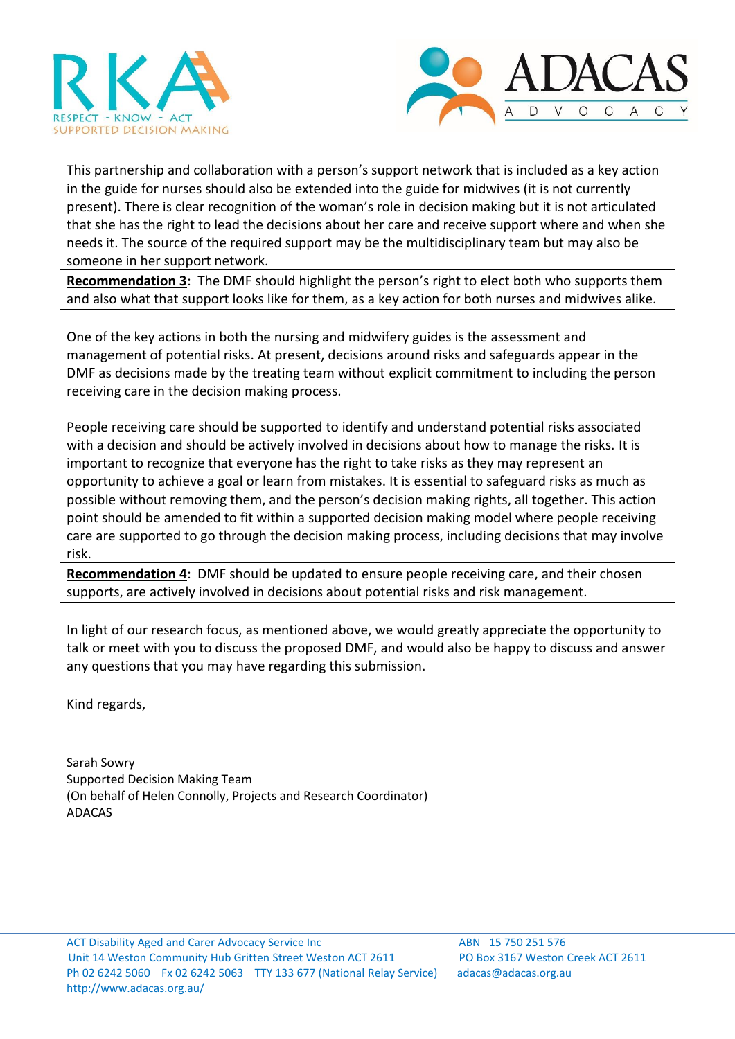This partnership and collaboration with a person's support network that is included as a key action in the guide for nurses should also be extended into the guide for midwives (it is not currently present). There is clear recognition of the woman's role in decision making but it is not articulated that she has the right to lead the decisions about her care and receive support where and when she needs it. The source of the required support may be the multidisciplinary team but may also be someone in her support network.

**Recommendation 3**: The DMF should highlight the person's right to elect both who supports them and also what that support looks like for them, as a key action for both nurses and midwives alike.

One of the key actions in both the nursing and midwifery guides is the assessment and management of potential risks. At present, decisions around risks and safeguards appear in the DMF as decisions made by the treating team without explicit commitment to including the person receiving care in the decision making process.

People receiving care should be supported to identify and understand potential risks associated with a decision and should be actively involved in decisions about how to manage the risks. It is important to recognize that everyone has the right to take risks as they may represent an opportunity to achieve a goal or learn from mistakes. It is essential to safeguard risks as much as possible without removing them, and the person's decision making rights, all together. This action point should be amended to fit within a supported decision making model where people receiving care are supported to go through the decision making process, including decisions that may involve risk.

**Recommendation 4**: DMF should be updated to ensure people receiving care, and their chosen supports, are actively involved in decisions about potential risks and risk management.

In light of our research focus, as mentioned above, we would greatly appreciate the opportunity to talk or meet with you to discuss the proposed DMF, and would also be happy to discuss and answer any questions that you may have regarding this submission.

Kind regards,

Sarah Sowry
Supported Decision Making Team
(On behalf of Helen Connolly, Projects and Research Coordinator)
ADACAS

ACT Disability Aged and Carer Advocacy Service Inc
Unit 14 Weston Community Hub Gritten Street Weston ACT 2611
Ph 02 6242 5060 Fx 02 6242 5063 TTY 133 677 (National Relay Service)
http://www.adacas.org.au/

ABN 15 750 251 576
PO Box 3167 Weston Creek ACT 2611
adacas@adacas.org.au